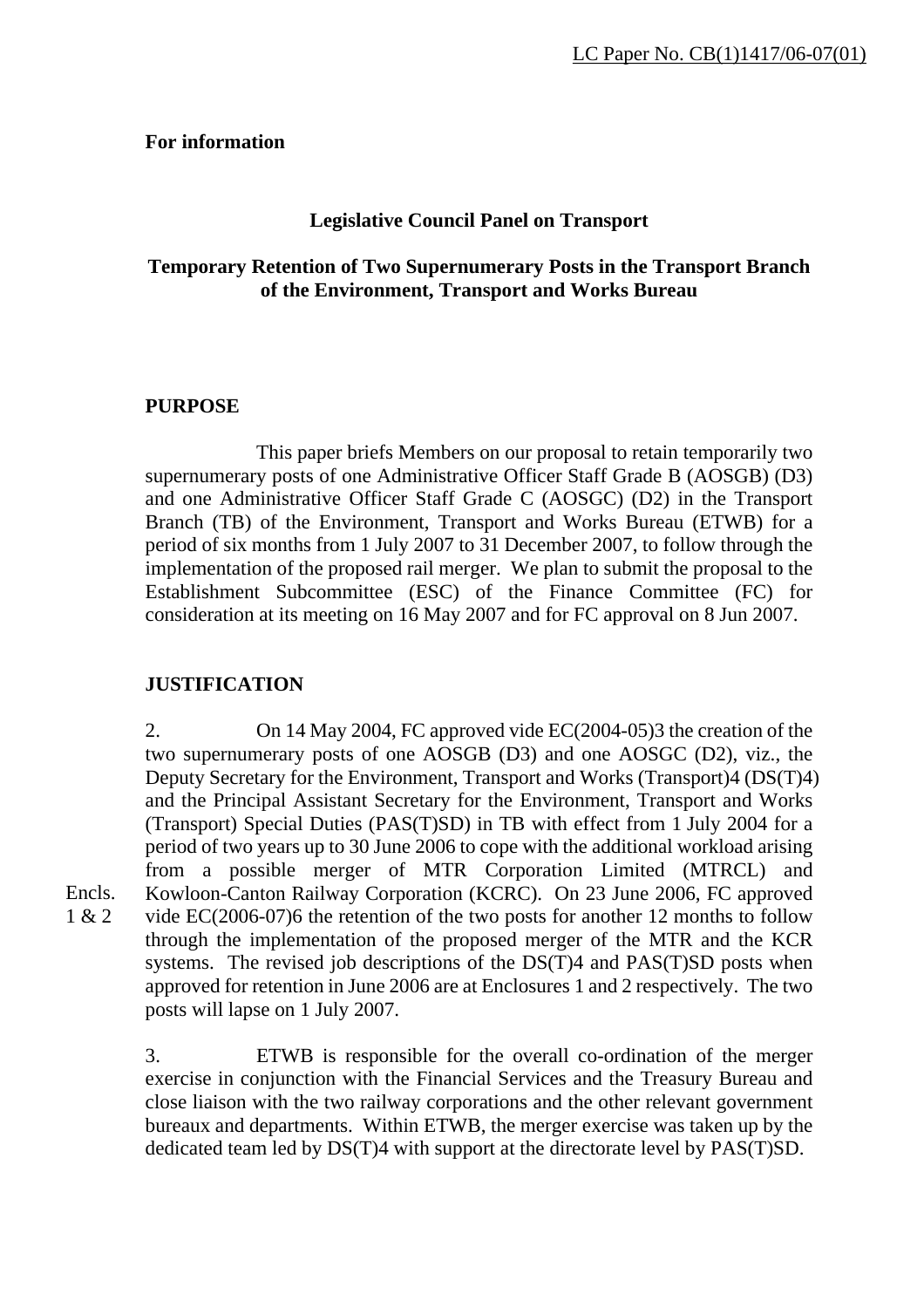LC Paper No. CB(1)1417/06-07(01)

**For information**

**Legislative Council Panel on Transport**

**Temporary Retention of Two Supernumerary Posts in the Transport Branch of the Environment, Transport and Works Bureau**

## PURPOSE

This paper briefs Members on our proposal to retain temporarily two supernumerary posts of one Administrative Officer Staff Grade B (AOSGB) (D3) and one Administrative Officer Staff Grade C (AOSGC) (D2) in the Transport Branch (TB) of the Environment, Transport and Works Bureau (ETWB) for a period of six months from 1 July 2007 to 31 December 2007, to follow through the implementation of the proposed rail merger. We plan to submit the proposal to the Establishment Subcommittee (ESC) of the Finance Committee (FC) for consideration at its meeting on 16 May 2007 and for FC approval on 8 Jun 2007.

## JUSTIFICATION

2. On 14 May 2004, FC approved vide EC(2004-05)3 the creation of the two supernumerary posts of one AOSGB (D3) and one AOSGC (D2), viz., the Deputy Secretary for the Environment, Transport and Works (Transport)4 (DS(T)4) and the Principal Assistant Secretary for the Environment, Transport and Works (Transport) Special Duties (PAS(T)SD) in TB with effect from 1 July 2004 for a period of two years up to 30 June 2006 to cope with the additional workload arising from a possible merger of MTR Corporation Limited (MTRCL) and Kowloon-Canton Railway Corporation (KCRC). On 23 June 2006, FC approved vide EC(2006-07)6 the retention of the two posts for another 12 months to follow through the implementation of the proposed merger of the MTR and the KCR systems. The revised job descriptions of the DS(T)4 and PAS(T)SD posts when approved for retention in June 2006 are at Enclosures 1 and 2 respectively. The two posts will lapse on 1 July 2007.

Encls. 1 & 2

3. ETWB is responsible for the overall co-ordination of the merger exercise in conjunction with the Financial Services and the Treasury Bureau and close liaison with the two railway corporations and the other relevant government bureaux and departments. Within ETWB, the merger exercise was taken up by the dedicated team led by DS(T)4 with support at the directorate level by PAS(T)SD.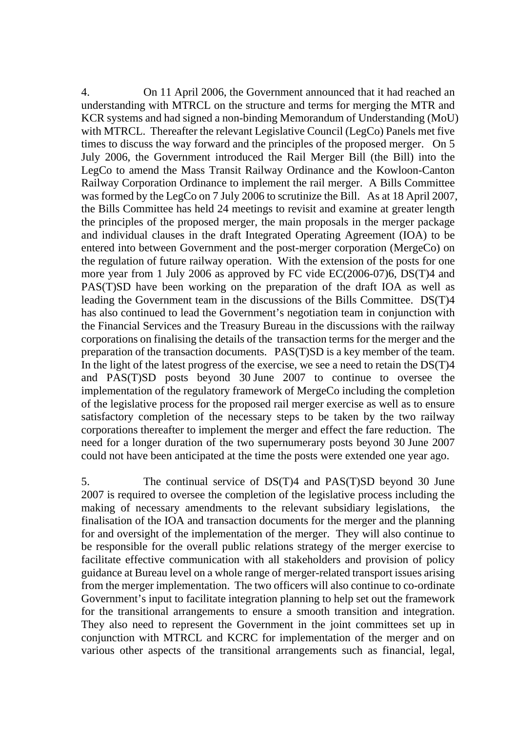4. On 11 April 2006, the Government announced that it had reached an understanding with MTRCL on the structure and terms for merging the MTR and KCR systems and had signed a non-binding Memorandum of Understanding (MoU) with MTRCL. Thereafter the relevant Legislative Council (LegCo) Panels met five times to discuss the way forward and the principles of the proposed merger. On 5 July 2006, the Government introduced the Rail Merger Bill (the Bill) into the LegCo to amend the Mass Transit Railway Ordinance and the Kowloon-Canton Railway Corporation Ordinance to implement the rail merger. A Bills Committee was formed by the LegCo on 7 July 2006 to scrutinize the Bill. As at 18 April 2007, the Bills Committee has held 24 meetings to revisit and examine at greater length the principles of the proposed merger, the main proposals in the merger package and individual clauses in the draft Integrated Operating Agreement (IOA) to be entered into between Government and the post-merger corporation (MergeCo) on the regulation of future railway operation. With the extension of the posts for one more year from 1 July 2006 as approved by FC vide EC(2006-07)6, DS(T)4 and PAS(T)SD have been working on the preparation of the draft IOA as well as leading the Government team in the discussions of the Bills Committee. DS(T)4 has also continued to lead the Government's negotiation team in conjunction with the Financial Services and the Treasury Bureau in the discussions with the railway corporations on finalising the details of the transaction terms for the merger and the preparation of the transaction documents. PAS(T)SD is a key member of the team. In the light of the latest progress of the exercise, we see a need to retain the DS(T)4 and PAS(T)SD posts beyond 30 June 2007 to continue to oversee the implementation of the regulatory framework of MergeCo including the completion of the legislative process for the proposed rail merger exercise as well as to ensure satisfactory completion of the necessary steps to be taken by the two railway corporations thereafter to implement the merger and effect the fare reduction. The need for a longer duration of the two supernumerary posts beyond 30 June 2007 could not have been anticipated at the time the posts were extended one year ago.

5. The continual service of DS(T)4 and PAS(T)SD beyond 30 June 2007 is required to oversee the completion of the legislative process including the making of necessary amendments to the relevant subsidiary legislations, the finalisation of the IOA and transaction documents for the merger and the planning for and oversight of the implementation of the merger. They will also continue to be responsible for the overall public relations strategy of the merger exercise to facilitate effective communication with all stakeholders and provision of policy guidance at Bureau level on a whole range of merger-related transport issues arising from the merger implementation. The two officers will also continue to co-ordinate Government's input to facilitate integration planning to help set out the framework for the transitional arrangements to ensure a smooth transition and integration. They also need to represent the Government in the joint committees set up in conjunction with MTRCL and KCRC for implementation of the merger and on various other aspects of the transitional arrangements such as financial, legal,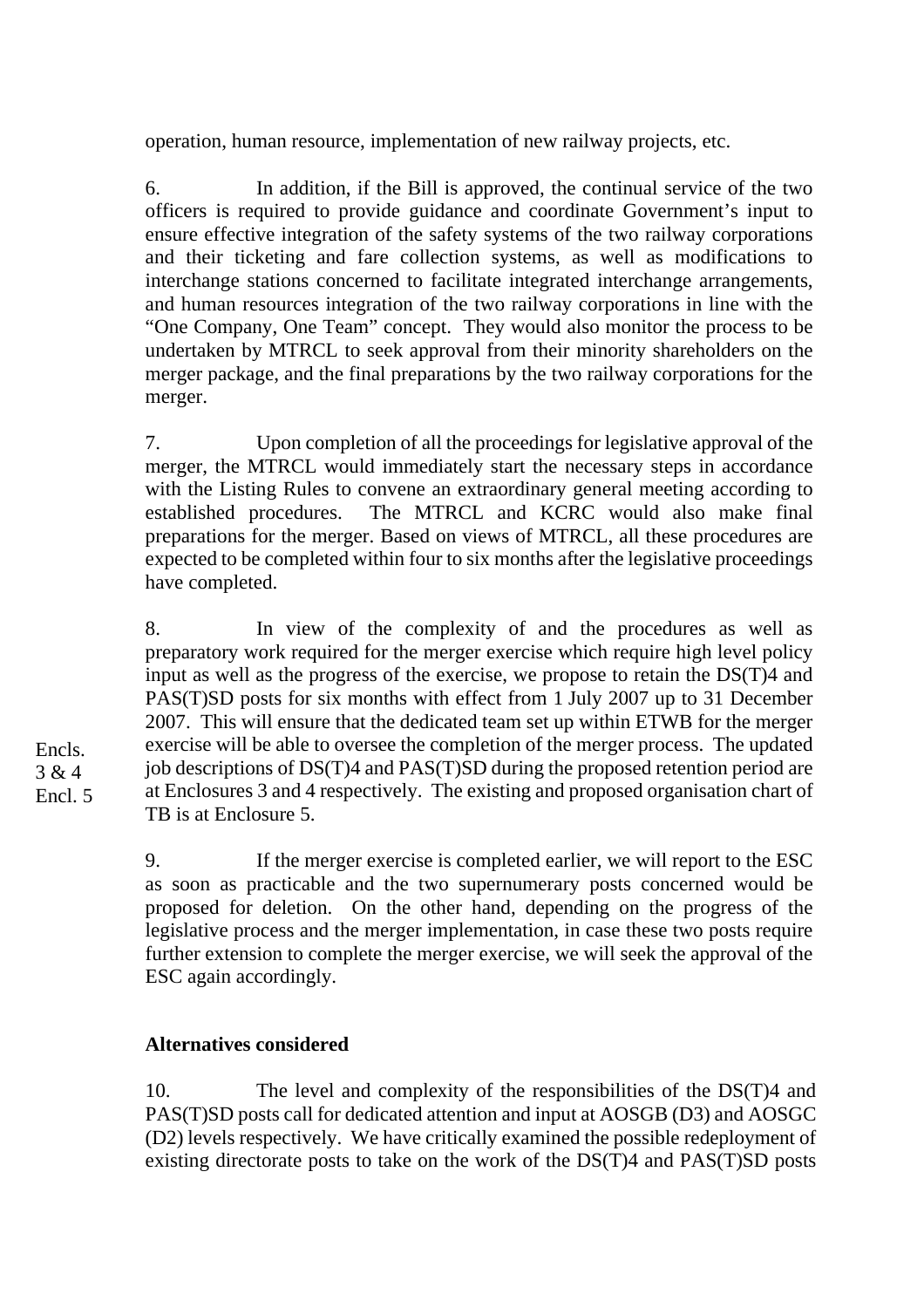operation, human resource, implementation of new railway projects, etc.

6. In addition, if the Bill is approved, the continual service of the two officers is required to provide guidance and coordinate Government's input to ensure effective integration of the safety systems of the two railway corporations and their ticketing and fare collection systems, as well as modifications to interchange stations concerned to facilitate integrated interchange arrangements, and human resources integration of the two railway corporations in line with the "One Company, One Team" concept. They would also monitor the process to be undertaken by MTRCL to seek approval from their minority shareholders on the merger package, and the final preparations by the two railway corporations for the merger.

7. Upon completion of all the proceedings for legislative approval of the merger, the MTRCL would immediately start the necessary steps in accordance with the Listing Rules to convene an extraordinary general meeting according to established procedures. The MTRCL and KCRC would also make final preparations for the merger. Based on views of MTRCL, all these procedures are expected to be completed within four to six months after the legislative proceedings have completed.

8. In view of the complexity of and the procedures as well as preparatory work required for the merger exercise which require high level policy input as well as the progress of the exercise, we propose to retain the DS(T)4 and PAS(T)SD posts for six months with effect from 1 July 2007 up to 31 December 2007. This will ensure that the dedicated team set up within ETWB for the merger exercise will be able to oversee the completion of the merger process. The updated job descriptions of DS(T)4 and PAS(T)SD during the proposed retention period are at Enclosures 3 and 4 respectively. The existing and proposed organisation chart of TB is at Enclosure 5.

Encls. 3 & 4
Encl. 5

9. If the merger exercise is completed earlier, we will report to the ESC as soon as practicable and the two supernumerary posts concerned would be proposed for deletion. On the other hand, depending on the progress of the legislative process and the merger implementation, in case these two posts require further extension to complete the merger exercise, we will seek the approval of the ESC again accordingly.

**Alternatives considered**

10. The level and complexity of the responsibilities of the DS(T)4 and PAS(T)SD posts call for dedicated attention and input at AOSGB (D3) and AOSGC (D2) levels respectively. We have critically examined the possible redeployment of existing directorate posts to take on the work of the DS(T)4 and PAS(T)SD posts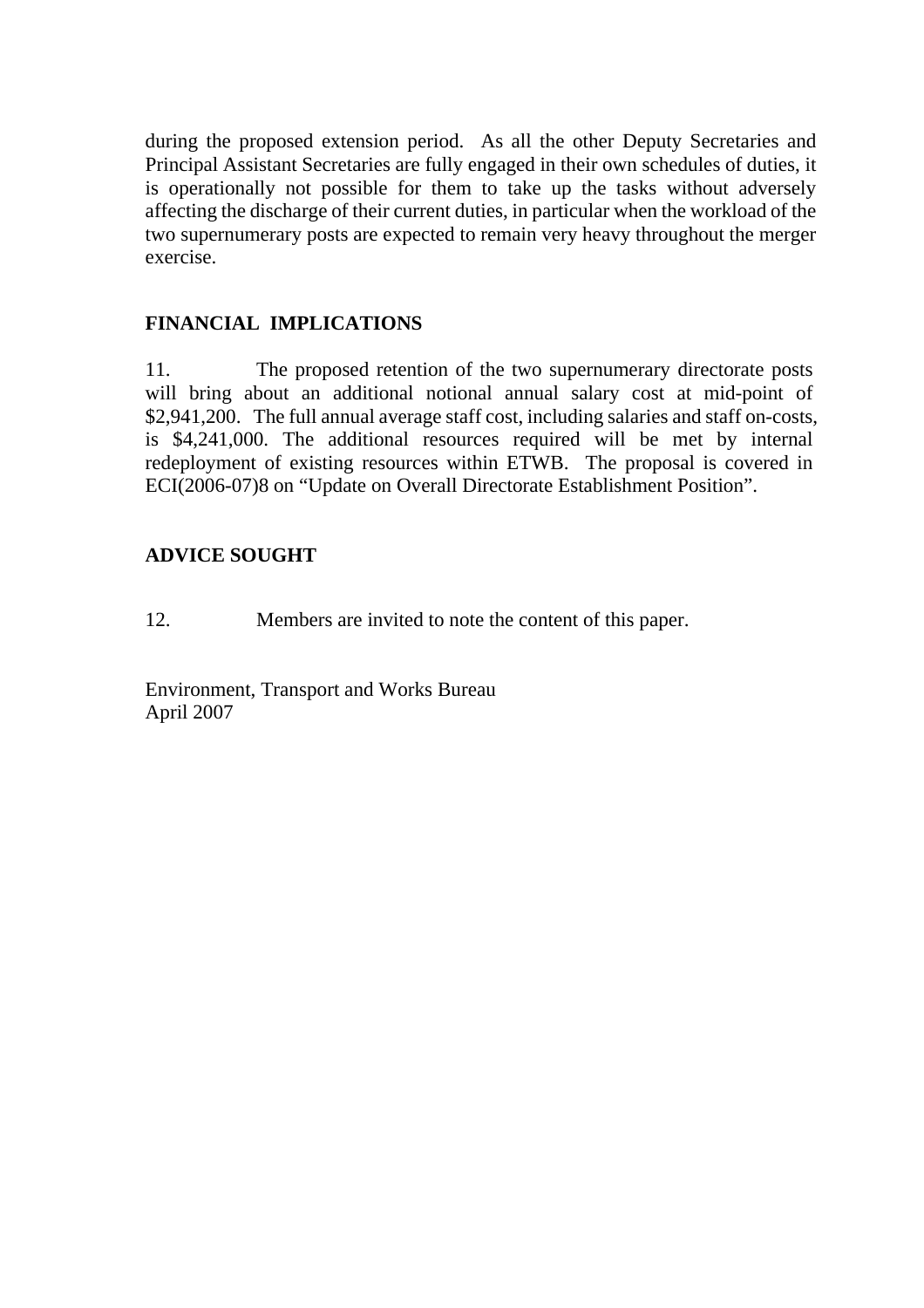during the proposed extension period. As all the other Deputy Secretaries and Principal Assistant Secretaries are fully engaged in their own schedules of duties, it is operationally not possible for them to take up the tasks without adversely affecting the discharge of their current duties, in particular when the workload of the two supernumerary posts are expected to remain very heavy throughout the merger exercise.

## FINANCIAL IMPLICATIONS

11. The proposed retention of the two supernumerary directorate posts will bring about an additional notional annual salary cost at mid-point of $2,941,200. The full annual average staff cost, including salaries and staff on-costs, is $4,241,000. The additional resources required will be met by internal redeployment of existing resources within ETWB. The proposal is covered in ECI(2006-07)8 on "Update on Overall Directorate Establishment Position".

## ADVICE SOUGHT

12. Members are invited to note the content of this paper.

Environment, Transport and Works Bureau
April 2007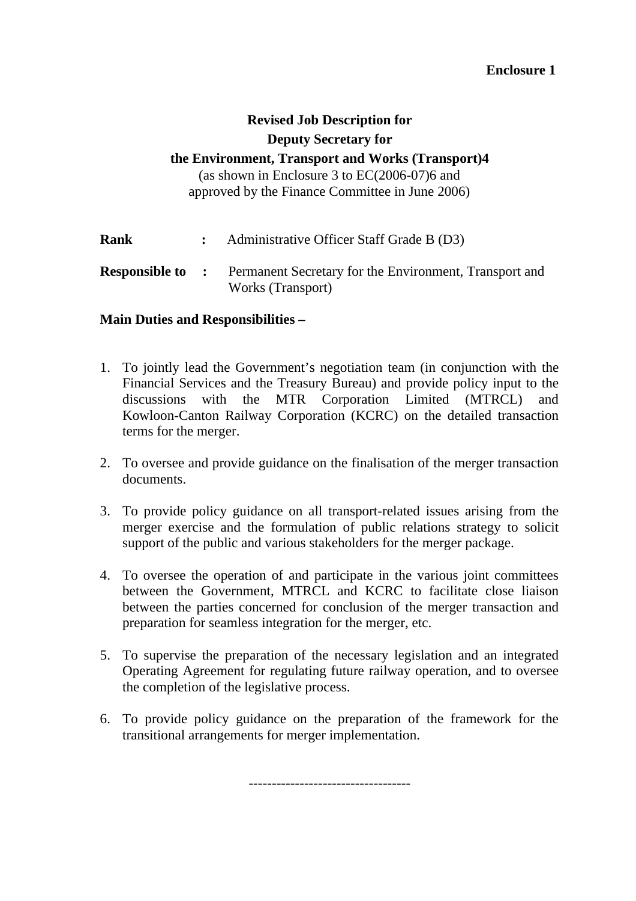**Enclosure 1**

**Revised Job Description for**
**Deputy Secretary for**
**the Environment, Transport and Works (Transport)4**
(as shown in Enclosure 3 to EC(2006-07)6 and
approved by the Finance Committee in June 2006)

**Rank** : Administrative Officer Staff Grade B (D3)

**Responsible to** : Permanent Secretary for the Environment, Transport and Works (Transport)

**Main Duties and Responsibilities –**

1. To jointly lead the Government's negotiation team (in conjunction with the Financial Services and the Treasury Bureau) and provide policy input to the discussions with the MTR Corporation Limited (MTRCL) and Kowloon-Canton Railway Corporation (KCRC) on the detailed transaction terms for the merger.

2. To oversee and provide guidance on the finalisation of the merger transaction documents.

3. To provide policy guidance on all transport-related issues arising from the merger exercise and the formulation of public relations strategy to solicit support of the public and various stakeholders for the merger package.

4. To oversee the operation of and participate in the various joint committees between the Government, MTRCL and KCRC to facilitate close liaison between the parties concerned for conclusion of the merger transaction and preparation for seamless integration for the merger, etc.

5. To supervise the preparation of the necessary legislation and an integrated Operating Agreement for regulating future railway operation, and to oversee the completion of the legislative process.

6. To provide policy guidance on the preparation of the framework for the transitional arrangements for merger implementation.

----------------------------------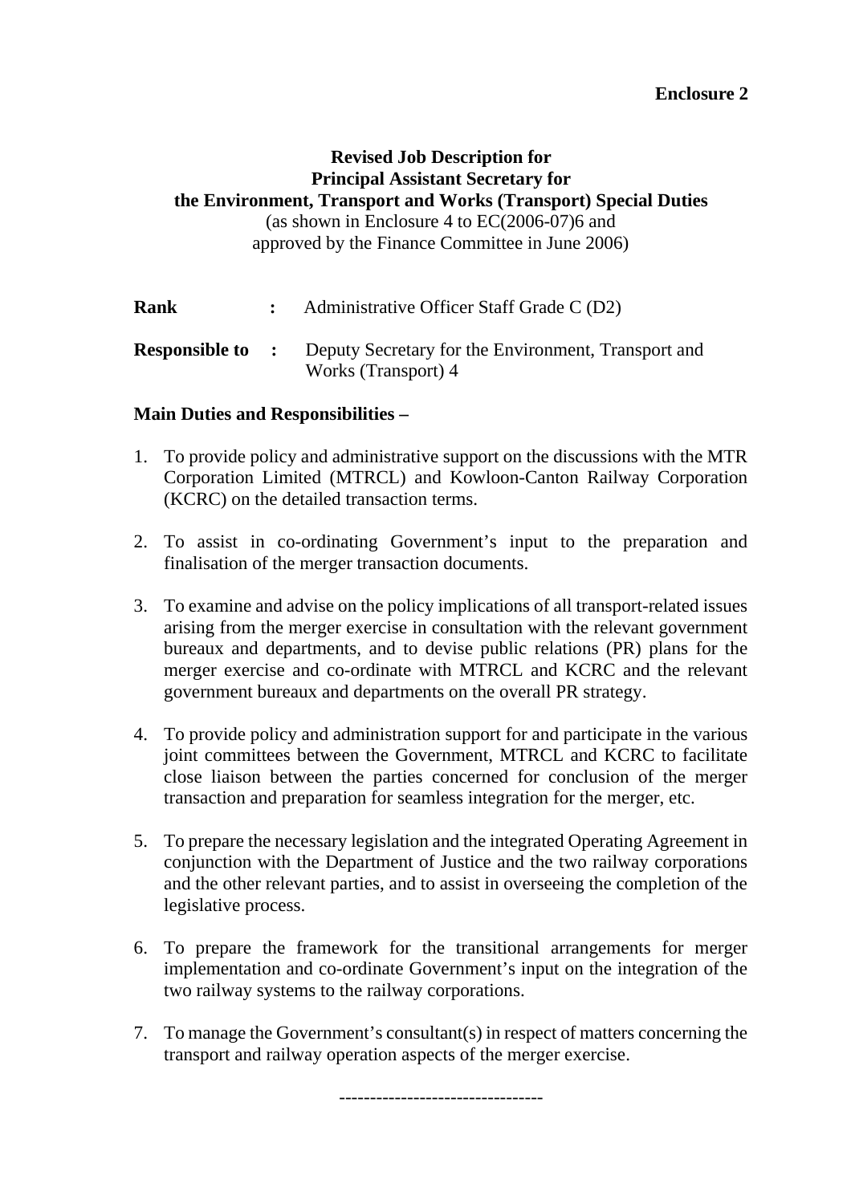**Enclosure 2**

**Revised Job Description for**
**Principal Assistant Secretary for**
**the Environment, Transport and Works (Transport) Special Duties**
(as shown in Enclosure 4 to EC(2006-07)6 and
approved by the Finance Committee in June 2006)

**Rank** : Administrative Officer Staff Grade C (D2)

**Responsible to** : Deputy Secretary for the Environment, Transport and Works (Transport) 4

**Main Duties and Responsibilities –**

1. To provide policy and administrative support on the discussions with the MTR Corporation Limited (MTRCL) and Kowloon-Canton Railway Corporation (KCRC) on the detailed transaction terms.

2. To assist in co-ordinating Government's input to the preparation and finalisation of the merger transaction documents.

3. To examine and advise on the policy implications of all transport-related issues arising from the merger exercise in consultation with the relevant government bureaux and departments, and to devise public relations (PR) plans for the merger exercise and co-ordinate with MTRCL and KCRC and the relevant government bureaux and departments on the overall PR strategy.

4. To provide policy and administration support for and participate in the various joint committees between the Government, MTRCL and KCRC to facilitate close liaison between the parties concerned for conclusion of the merger transaction and preparation for seamless integration for the merger, etc.

5. To prepare the necessary legislation and the integrated Operating Agreement in conjunction with the Department of Justice and the two railway corporations and the other relevant parties, and to assist in overseeing the completion of the legislative process.

6. To prepare the framework for the transitional arrangements for merger implementation and co-ordinate Government's input on the integration of the two railway systems to the railway corporations.

7. To manage the Government's consultant(s) in respect of matters concerning the transport and railway operation aspects of the merger exercise.

---------------------------------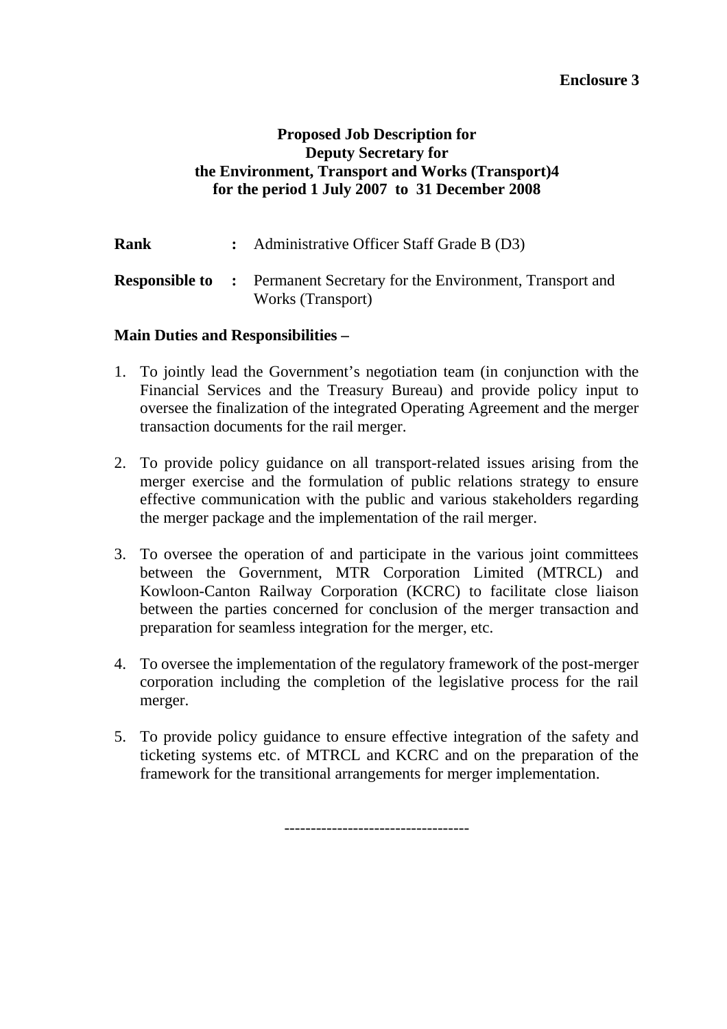**Enclosure 3**

# Proposed Job Description for Deputy Secretary for the Environment, Transport and Works (Transport)4 for the period 1 July 2007 to 31 December 2008

**Rank** : Administrative Officer Staff Grade B (D3)

**Responsible to** : Permanent Secretary for the Environment, Transport and Works (Transport)

**Main Duties and Responsibilities –**

1. To jointly lead the Government's negotiation team (in conjunction with the Financial Services and the Treasury Bureau) and provide policy input to oversee the finalization of the integrated Operating Agreement and the merger transaction documents for the rail merger.

2. To provide policy guidance on all transport-related issues arising from the merger exercise and the formulation of public relations strategy to ensure effective communication with the public and various stakeholders regarding the merger package and the implementation of the rail merger.

3. To oversee the operation of and participate in the various joint committees between the Government, MTR Corporation Limited (MTRCL) and Kowloon-Canton Railway Corporation (KCRC) to facilitate close liaison between the parties concerned for conclusion of the merger transaction and preparation for seamless integration for the merger, etc.

4. To oversee the implementation of the regulatory framework of the post-merger corporation including the completion of the legislative process for the rail merger.

5. To provide policy guidance to ensure effective integration of the safety and ticketing systems etc. of MTRCL and KCRC and on the preparation of the framework for the transitional arrangements for merger implementation.

----------------------------------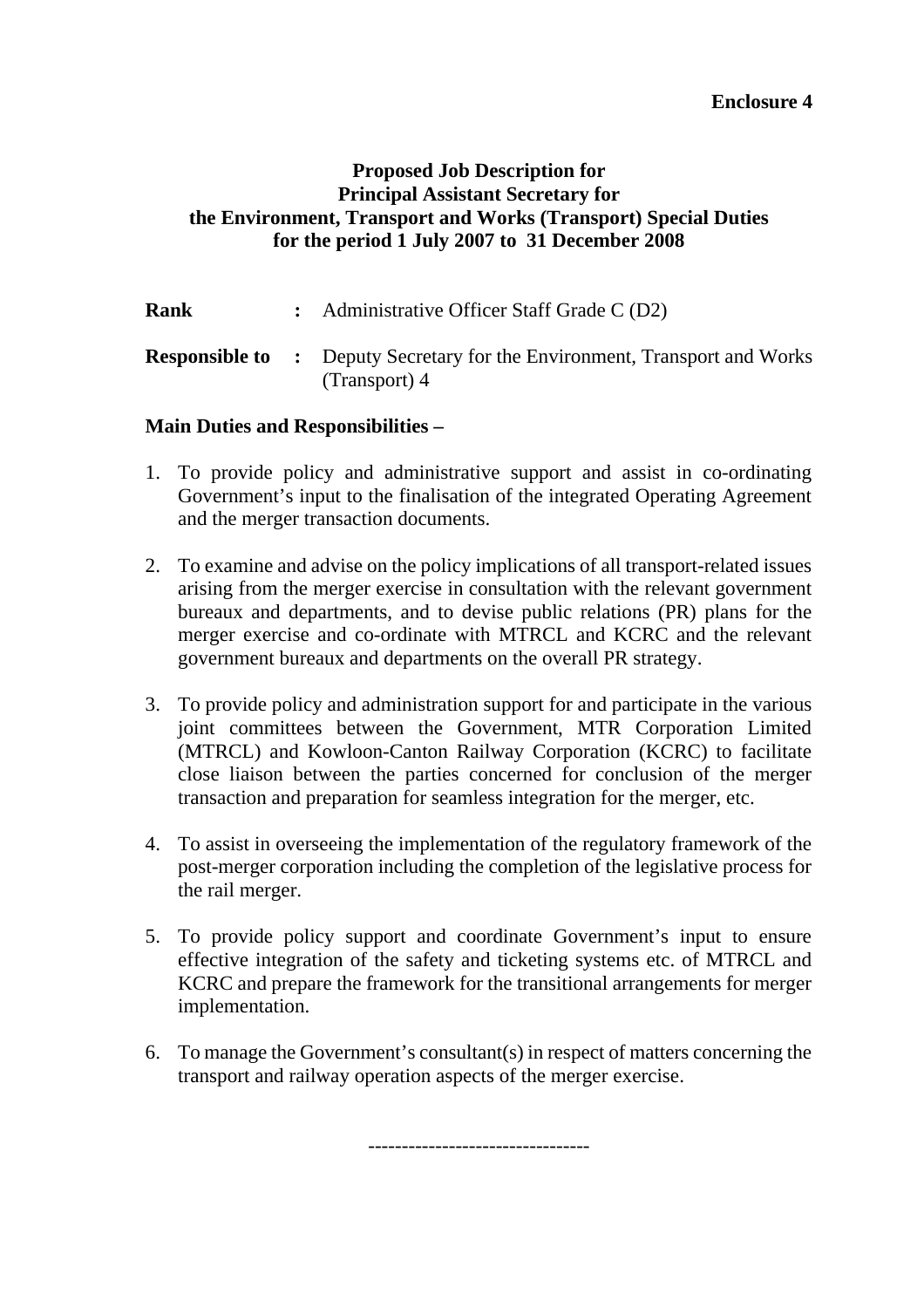**Enclosure 4**

**Proposed Job Description for**
**Principal Assistant Secretary for**
**the Environment, Transport and Works (Transport) Special Duties**
**for the period 1 July 2007 to 31 December 2008**

**Rank** : Administrative Officer Staff Grade C (D2)

**Responsible to** : Deputy Secretary for the Environment, Transport and Works (Transport) 4

**Main Duties and Responsibilities –**

1. To provide policy and administrative support and assist in co-ordinating Government's input to the finalisation of the integrated Operating Agreement and the merger transaction documents.

2. To examine and advise on the policy implications of all transport-related issues arising from the merger exercise in consultation with the relevant government bureaux and departments, and to devise public relations (PR) plans for the merger exercise and co-ordinate with MTRCL and KCRC and the relevant government bureaux and departments on the overall PR strategy.

3. To provide policy and administration support for and participate in the various joint committees between the Government, MTR Corporation Limited (MTRCL) and Kowloon-Canton Railway Corporation (KCRC) to facilitate close liaison between the parties concerned for conclusion of the merger transaction and preparation for seamless integration for the merger, etc.

4. To assist in overseeing the implementation of the regulatory framework of the post-merger corporation including the completion of the legislative process for the rail merger.

5. To provide policy support and coordinate Government's input to ensure effective integration of the safety and ticketing systems etc. of MTRCL and KCRC and prepare the framework for the transitional arrangements for merger implementation.

6. To manage the Government's consultant(s) in respect of matters concerning the transport and railway operation aspects of the merger exercise.

--------------------------------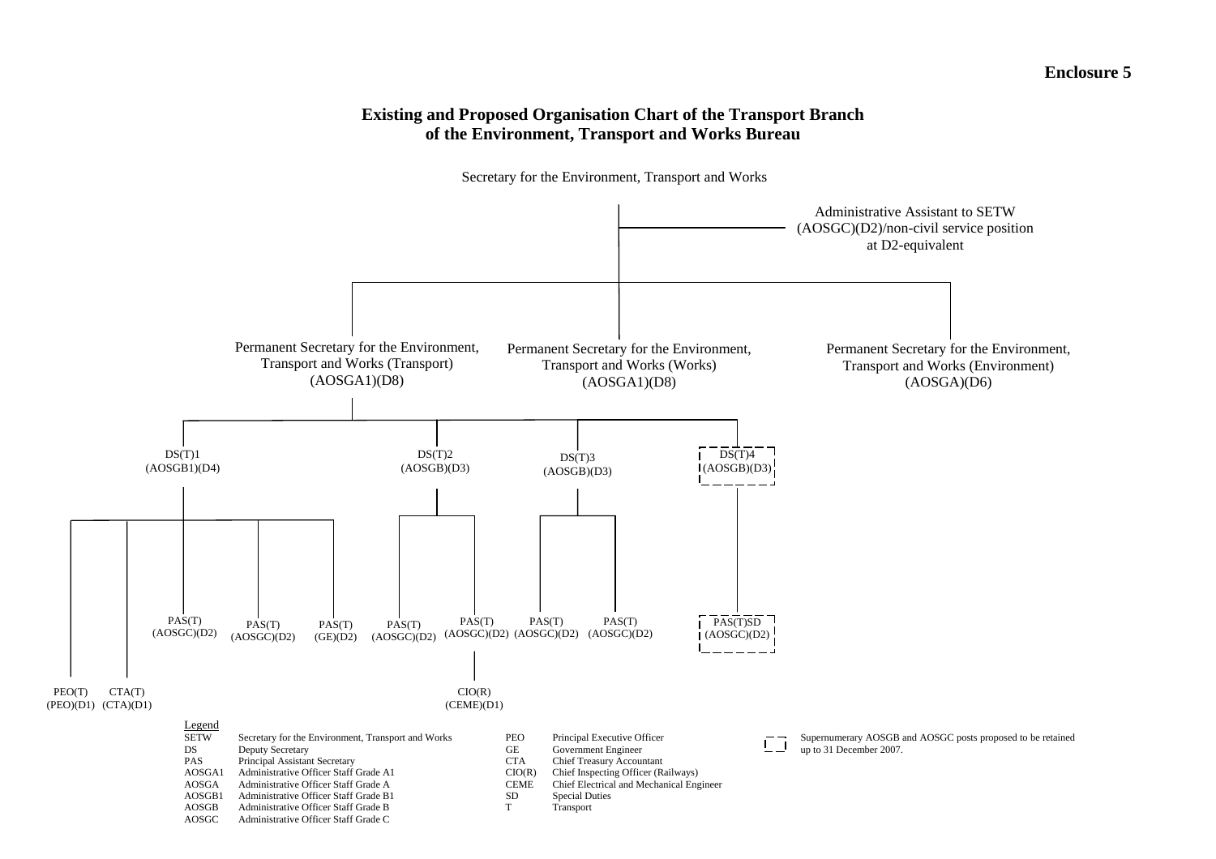**Enclosure 5**

## Existing and Proposed Organisation Chart of the Transport Branch of the Environment, Transport and Works Bureau

Secretary for the Environment, Transport and Works

Administrative Assistant to SETW
(AOSGC)(D2)/non-civil service position at D2-equivalent

Permanent Secretary for the Environment, Transport and Works (Transport)
(AOSGA1)(D8)

Permanent Secretary for the Environment, Transport and Works (Works)
(AOSGA1)(D8)

Permanent Secretary for the Environment, Transport and Works (Environment)
(AOSGA)(D6)

DS(T)1
(AOSGB1)(D4)

DS(T)2
(AOSGB)(D3)

DS(T)3
(AOSGB)(D3)

DS(T)4
(AOSGB)(D3)

PAS(T)
(AOSGC)(D2)

PAS(T)
(AOSGC)(D2)

PAS(T)
(GE)(D2)

PAS(T)
(AOSGC)(D2)

PAS(T)
(AOSGC)(D2)

PAS(T)
(AOSGC)(D2)

PAS(T)
(AOSGC)(D2)

PAS(T)SD
(AOSGC)(D2)

PEO(T)
(PEO)(D1)

CTA(T)
(CTA)(D1)

CIO(R)
(CEME)(D1)

Legend

| | |
|---|---|
| SETW | Secretary for the Environment, Transport and Works |
| DS | Deputy Secretary |
| PAS | Principal Assistant Secretary |
| AOSGA1 | Administrative Officer Staff Grade A1 |
| AOSGA | Administrative Officer Staff Grade A |
| AOSGB1 | Administrative Officer Staff Grade B1 |
| AOSGB | Administrative Officer Staff Grade B |
| AOSGC | Administrative Officer Staff Grade C |
| PEO | Principal Executive Officer |
| GE | Government Engineer |
| CTA | Chief Treasury Accountant |
| CIO(R) | Chief Inspecting Officer (Railways) |
| CEME | Chief Electrical and Mechanical Engineer |
| SD | Special Duties |
| T | Transport |

[dashed box] Supernumerary AOSGB and AOSGC posts proposed to be retained up to 31 December 2007.